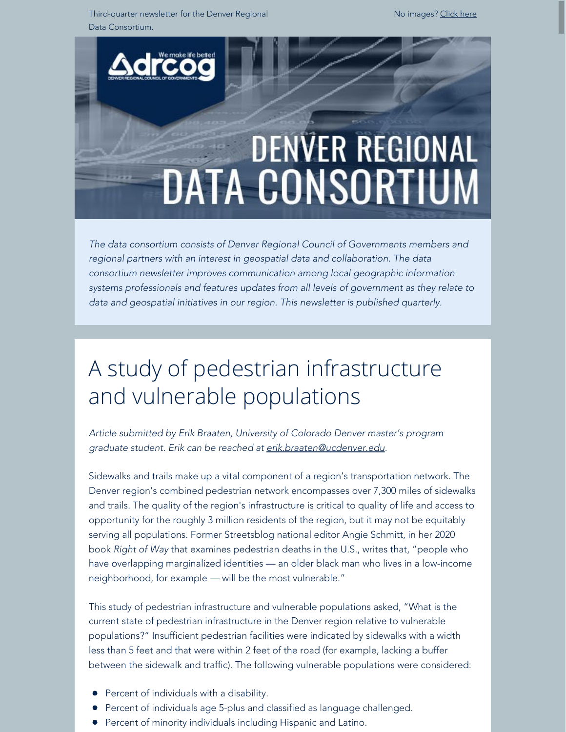Third-quarter newsletter for the Denver Regional Data Consortium.

No images? Click here

# DENVER REGIONAL DATA CONSORTIUM

*The data consortium consists of Denver Regional Council of Governments members and regional partners with an interest in geospatial data and collaboration. The data consortium newsletter improves communication among local geographic information systems professionals and features updates from all levels of government as they relate to data and geospatial initiatives in our region. This newsletter is published quarterly.*

## A study of pedestrian infrastructure and vulnerable populations

*Article submitted by Erik Braaten, University of Colorado Denver master's program graduate student. Erik can be reached at erik.braaten@ucdenver.edu.*

Sidewalks and trails make up a vital component of a region's transportation network. The Denver region's combined pedestrian network encompasses over 7,300 miles of sidewalks and trails. The quality of the region's infrastructure is critical to quality of life and access to opportunity for the roughly 3 million residents of the region, but it may not be equitably serving all populations. Former Streetsblog national editor Angie Schmitt, in her 2020 book *Right of Way* that examines pedestrian deaths in the U.S., writes that, "people who have overlapping marginalized identities — an older black man who lives in a low-income neighborhood, for example — will be the most vulnerable."

This study of pedestrian infrastructure and vulnerable populations asked, "What is the current state of pedestrian infrastructure in the Denver region relative to vulnerable populations?" Insufficient pedestrian facilities were indicated by sidewalks with a width less than 5 feet and that were within 2 feet of the road (for example, lacking a buffer between the sidewalk and traffic). The following vulnerable populations were considered:

- Percent of individuals with a disability.
- Percent of individuals age 5-plus and classified as language challenged.
- Percent of minority individuals including Hispanic and Latino.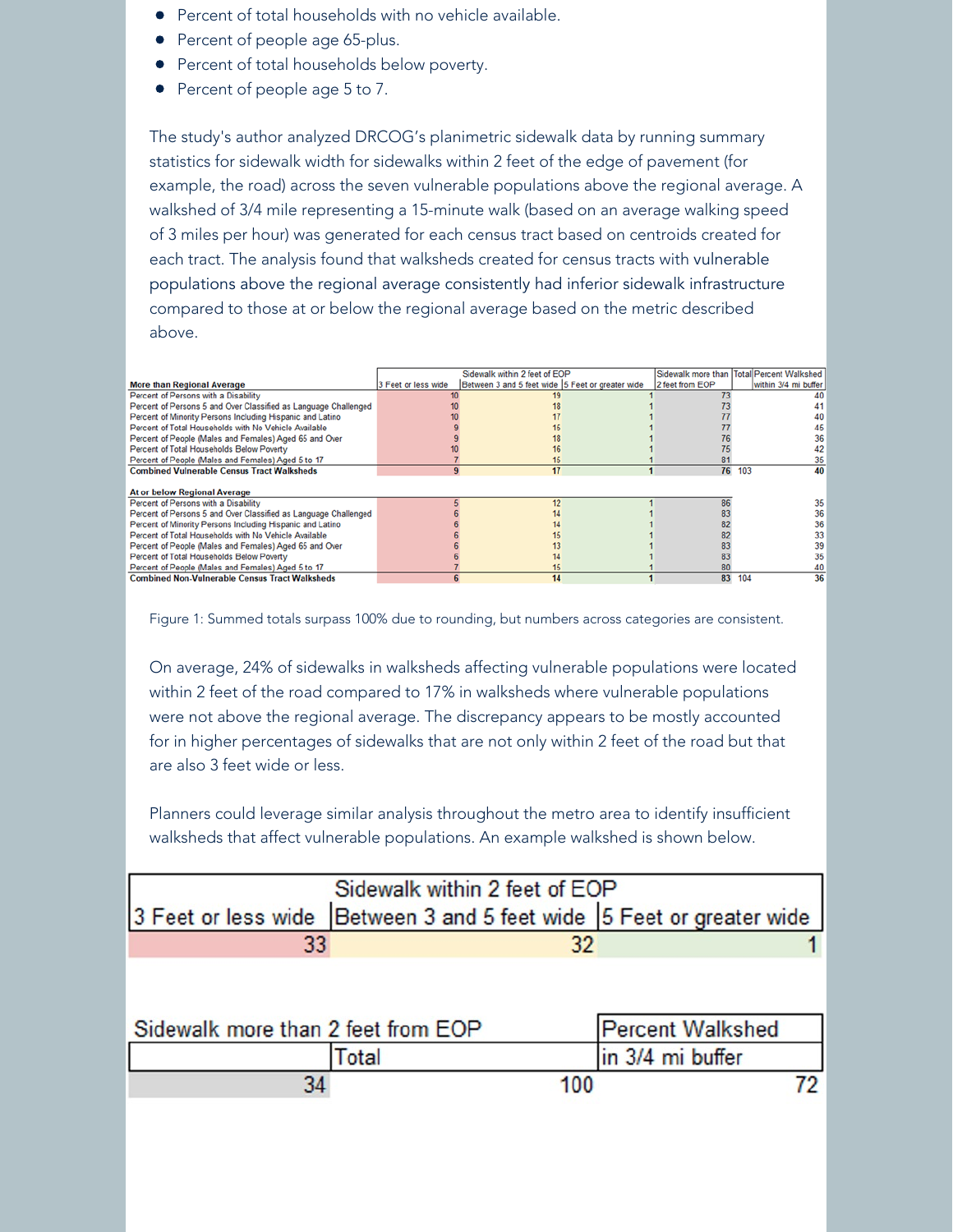- Percent of total households with no vehicle available.
- Percent of people age 65-plus.
- Percent of total households below poverty.
- Percent of people age 5 to 7.

The study's author analyzed DRCOG's planimetric sidewalk data by running summary statistics for sidewalk width for sidewalks within 2 feet of the edge of pavement (for example, the road) across the seven vulnerable populations above the regional average. A walkshed of 3/4 mile representing a 15-minute walk (based on an average walking speed of 3 miles per hour) was generated for each census tract based on centroids created for each tract. The analysis found that walksheds created for census tracts with vulnerable populations above the regional average consistently had inferior sidewalk infrastructure compared to those at or below the regional average based on the metric described above.

| | Sidewalk within 2 feet of EOP | | | Sidewalk more than | Total | Percent Walkshed |
|---|---|---|---|---|---|---|
| **More than Regional Average** | 3 Feet or less wide | Between 3 and 5 feet wide | 5 Feet or greater wide | 2 feet from EOP | | within 3/4 mi buffer |
| Percent of Persons with a Disability | 10 | 19 | 1 | 73 | | 40 |
| Percent of Persons 5 and Over Classified as Language Challenged | 10 | 18 | 1 | 73 | | 41 |
| Percent of Minority Persons Including Hispanic and Latino | 10 | 17 | 1 | 77 | | 40 |
| Percent of Total Households with No Vehicle Available | 9 | 15 | 1 | 77 | | 45 |
| Percent of People (Males and Females) Aged 65 and Over | 9 | 18 | 1 | 76 | | 36 |
| Percent of Total Households Below Poverty | 10 | 16 | 1 | 75 | | 42 |
| Percent of People (Males and Females) Aged 5 to 17 | 7 | 15 | 1 | 81 | | 35 |
| **Combined Vulnerable Census Tract Walksheds** | **9** | **17** | **1** | **76** | 103 | **40** |
| | | | | | | |
| **At or below Regional Average** | | | | | | |
| Percent of Persons with a Disability | 5 | 12 | 1 | 86 | | 35 |
| Percent of Persons 5 and Over Classified as Language Challenged | 6 | 14 | 1 | 83 | | 36 |
| Percent of Minority Persons Including Hispanic and Latino | 6 | 14 | 1 | 82 | | 36 |
| Percent of Total Households with No Vehicle Available | 6 | 15 | 1 | 82 | | 33 |
| Percent of People (Males and Females) Aged 65 and Over | 6 | 13 | 1 | 83 | | 39 |
| Percent of Total Households Below Poverty | 6 | 14 | 1 | 83 | | 35 |
| Percent of People (Males and Females) Aged 5 to 17 | 7 | 15 | 1 | 80 | | 40 |
| **Combined Non-Vulnerable Census Tract Walksheds** | **6** | **14** | **1** | **83** | 104 | **36** |

Figure 1: Summed totals surpass 100% due to rounding, but numbers across categories are consistent.

On average, 24% of sidewalks in walksheds affecting vulnerable populations were located within 2 feet of the road compared to 17% in walksheds where vulnerable populations were not above the regional average. The discrepancy appears to be mostly accounted for in higher percentages of sidewalks that are not only within 2 feet of the road but that are also 3 feet wide or less.

Planners could leverage similar analysis throughout the metro area to identify insufficient walksheds that affect vulnerable populations. An example walkshed is shown below.

| Sidewalk within 2 feet of EOP | | |
|---|---|---|
| 3 Feet or less wide | Between 3 and 5 feet wide | 5 Feet or greater wide |
| 33 | 32 | 1 |

| Sidewalk more than 2 feet from EOP | | Percent Walkshed |
|---|---|---|
| | Total | in 3/4 mi buffer |
| 34 | 100 | 72 |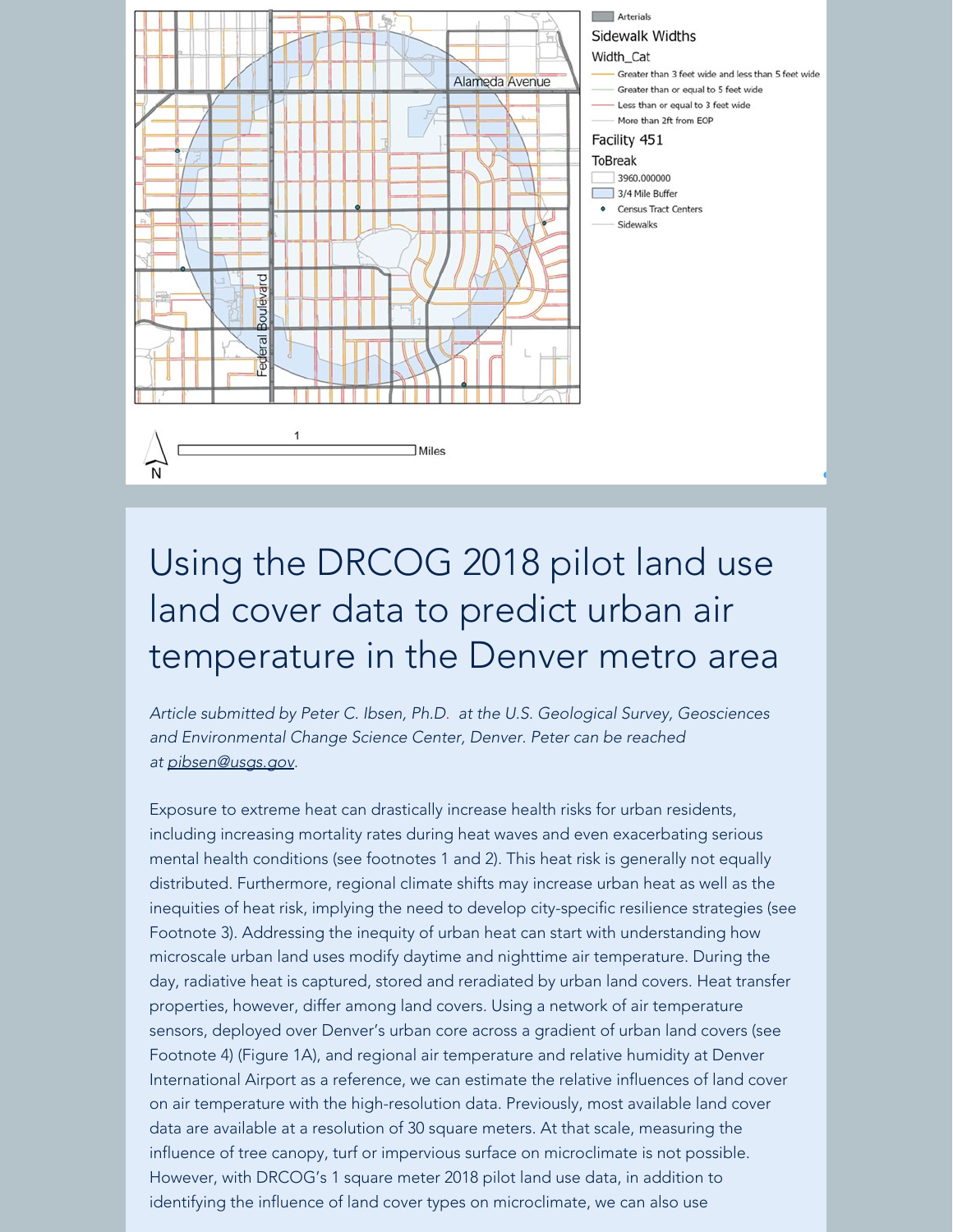# Using the DRCOG 2018 pilot land use land cover data to predict urban air temperature in the Denver metro area

*Article submitted by Peter C. Ibsen, Ph.D. at the U.S. Geological Survey, Geosciences and Environmental Change Science Center, Denver. Peter can be reached at pibsen@usgs.gov.*

Exposure to extreme heat can drastically increase health risks for urban residents, including increasing mortality rates during heat waves and even exacerbating serious mental health conditions (see footnotes 1 and 2). This heat risk is generally not equally distributed. Furthermore, regional climate shifts may increase urban heat as well as the inequities of heat risk, implying the need to develop city-specific resilience strategies (see Footnote 3). Addressing the inequity of urban heat can start with understanding how microscale urban land uses modify daytime and nighttime air temperature. During the day, radiative heat is captured, stored and reradiated by urban land covers. Heat transfer properties, however, differ among land covers. Using a network of air temperature sensors, deployed over Denver's urban core across a gradient of urban land covers (see Footnote 4) (Figure 1A), and regional air temperature and relative humidity at Denver International Airport as a reference, we can estimate the relative influences of land cover on air temperature with the high-resolution data. Previously, most available land cover data are available at a resolution of 30 square meters. At that scale, measuring the influence of tree canopy, turf or impervious surface on microclimate is not possible. However, with DRCOG's 1 square meter 2018 pilot land use data, in addition to identifying the influence of land cover types on microclimate, we can also use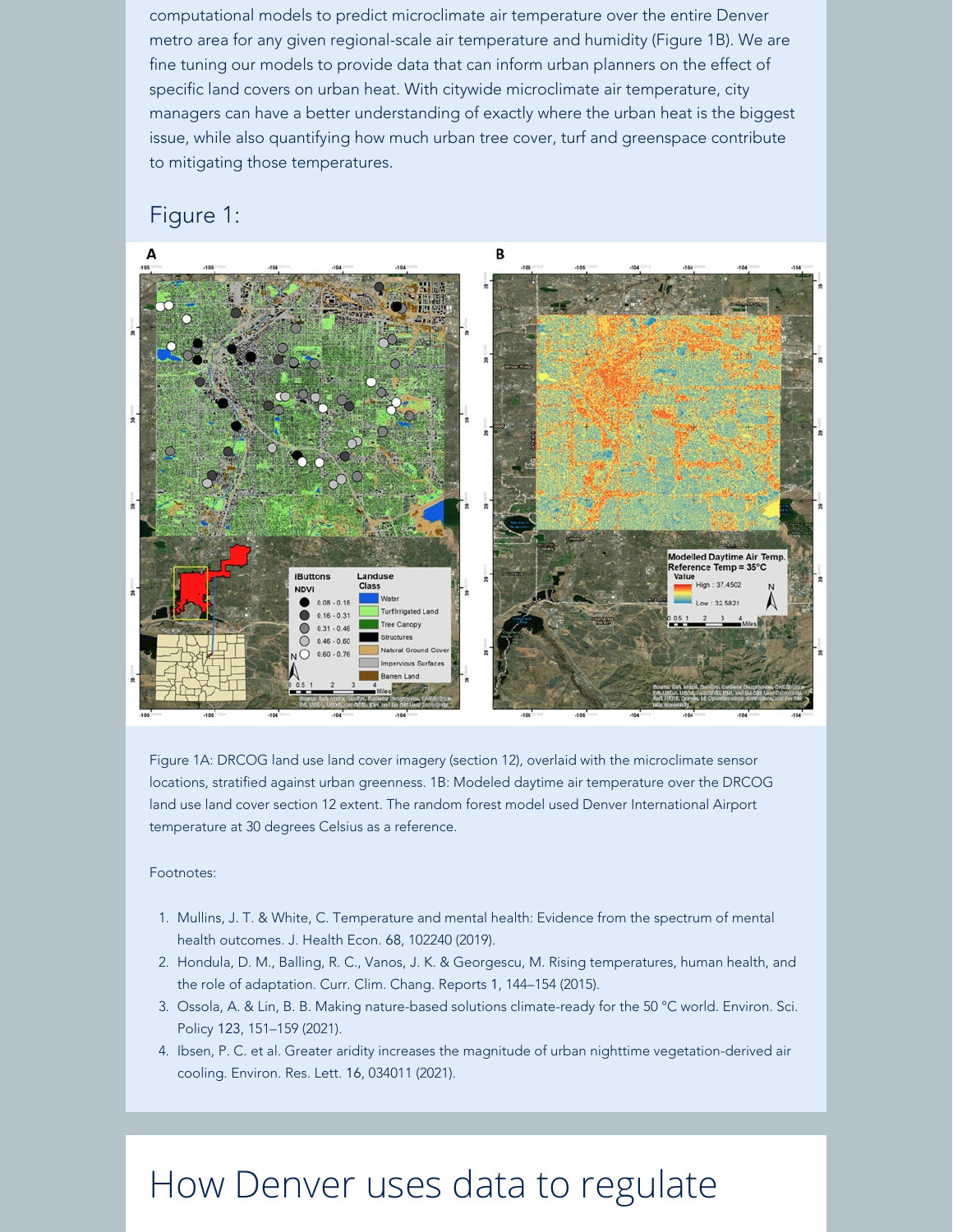computational models to predict microclimate air temperature over the entire Denver metro area for any given regional-scale air temperature and humidity (Figure 1B). We are fine tuning our models to provide data that can inform urban planners on the effect of specific land covers on urban heat. With citywide microclimate air temperature, city managers can have a better understanding of exactly where the urban heat is the biggest issue, while also quantifying how much urban tree cover, turf and greenspace contribute to mitigating those temperatures.

## Figure 1:

Figure 1A: DRCOG land use land cover imagery (section 12), overlaid with the microclimate sensor locations, stratified against urban greenness. 1B: Modeled daytime air temperature over the DRCOG land use land cover section 12 extent. The random forest model used Denver International Airport temperature at 30 degrees Celsius as a reference.

Footnotes:

1. Mullins, J. T. & White, C. Temperature and mental health: Evidence from the spectrum of mental health outcomes. J. Health Econ. 68, 102240 (2019).
2. Hondula, D. M., Balling, R. C., Vanos, J. K. & Georgescu, M. Rising temperatures, human health, and the role of adaptation. Curr. Clim. Chang. Reports 1, 144–154 (2015).
3. Ossola, A. & Lin, B. B. Making nature-based solutions climate-ready for the 50 °C world. Environ. Sci. Policy 123, 151–159 (2021).
4. Ibsen, P. C. et al. Greater aridity increases the magnitude of urban nighttime vegetation-derived air cooling. Environ. Res. Lett. 16, 034011 (2021).

# How Denver uses data to regulate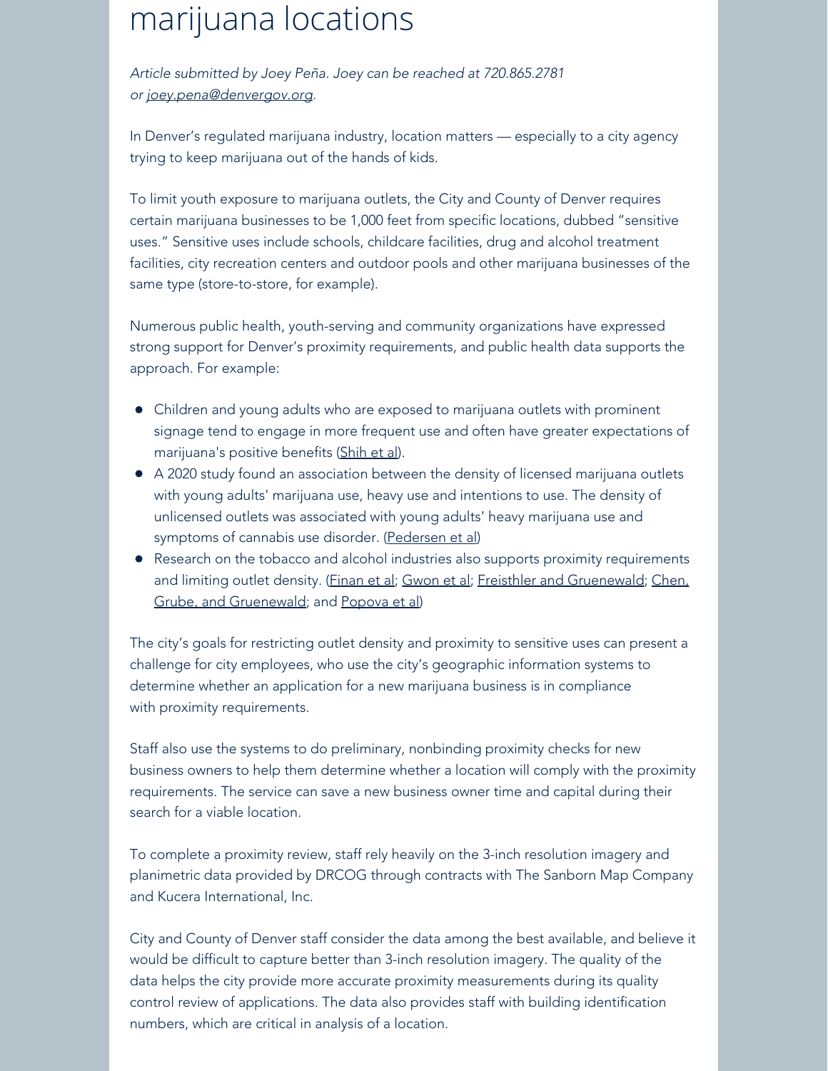# marijuana locations

*Article submitted by Joey Peña. Joey can be reached at 720.865.2781 or joey.pena@denvergov.org.*

In Denver's regulated marijuana industry, location matters — especially to a city agency trying to keep marijuana out of the hands of kids.

To limit youth exposure to marijuana outlets, the City and County of Denver requires certain marijuana businesses to be 1,000 feet from specific locations, dubbed "sensitive uses." Sensitive uses include schools, childcare facilities, drug and alcohol treatment facilities, city recreation centers and outdoor pools and other marijuana businesses of the same type (store-to-store, for example).

Numerous public health, youth-serving and community organizations have expressed strong support for Denver's proximity requirements, and public health data supports the approach. For example:

- Children and young adults who are exposed to marijuana outlets with prominent signage tend to engage in more frequent use and often have greater expectations of marijuana's positive benefits (Shih et al).
- A 2020 study found an association between the density of licensed marijuana outlets with young adults' marijuana use, heavy use and intentions to use. The density of unlicensed outlets was associated with young adults' heavy marijuana use and symptoms of cannabis use disorder. (Pedersen et al)
- Research on the tobacco and alcohol industries also supports proximity requirements and limiting outlet density. (Finan et al; Gwon et al; Freisthler and Gruenewald; Chen, Grube, and Gruenewald; and Popova et al)

The city's goals for restricting outlet density and proximity to sensitive uses can present a challenge for city employees, who use the city's geographic information systems to determine whether an application for a new marijuana business is in compliance with proximity requirements.

Staff also use the systems to do preliminary, nonbinding proximity checks for new business owners to help them determine whether a location will comply with the proximity requirements. The service can save a new business owner time and capital during their search for a viable location.

To complete a proximity review, staff rely heavily on the 3-inch resolution imagery and planimetric data provided by DRCOG through contracts with The Sanborn Map Company and Kucera International, Inc.

City and County of Denver staff consider the data among the best available, and believe it would be difficult to capture better than 3-inch resolution imagery. The quality of the data helps the city provide more accurate proximity measurements during its quality control review of applications. The data also provides staff with building identification numbers, which are critical in analysis of a location.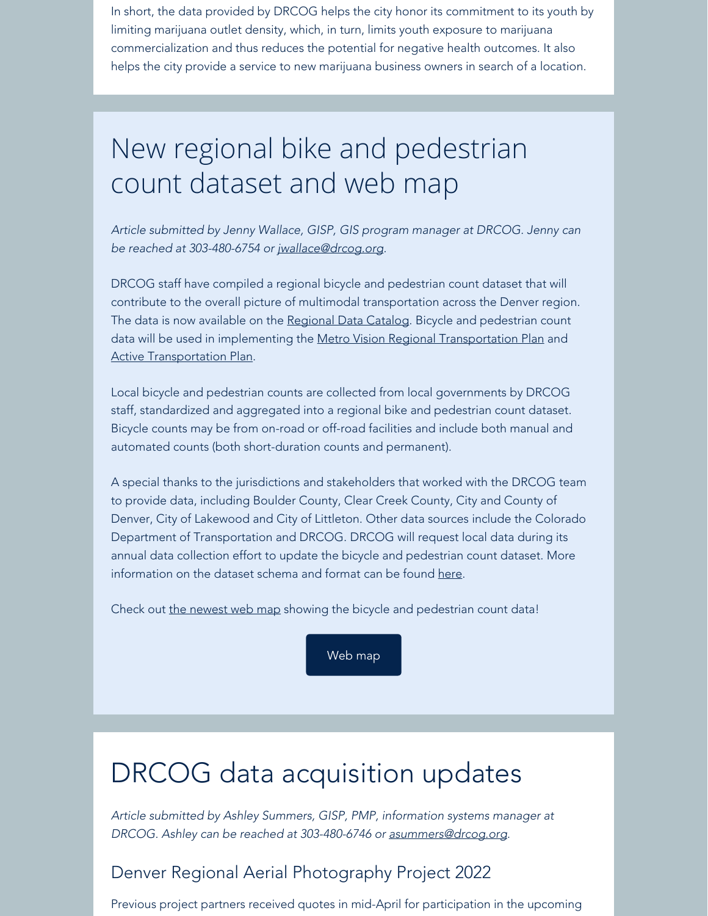In short, the data provided by DRCOG helps the city honor its commitment to its youth by limiting marijuana outlet density, which, in turn, limits youth exposure to marijuana commercialization and thus reduces the potential for negative health outcomes. It also helps the city provide a service to new marijuana business owners in search of a location.

# New regional bike and pedestrian count dataset and web map

*Article submitted by Jenny Wallace, GISP, GIS program manager at DRCOG. Jenny can be reached at 303-480-6754 or jwallace@drcog.org.*

DRCOG staff have compiled a regional bicycle and pedestrian count dataset that will contribute to the overall picture of multimodal transportation across the Denver region. The data is now available on the Regional Data Catalog. Bicycle and pedestrian count data will be used in implementing the Metro Vision Regional Transportation Plan and Active Transportation Plan.

Local bicycle and pedestrian counts are collected from local governments by DRCOG staff, standardized and aggregated into a regional bike and pedestrian count dataset. Bicycle counts may be from on-road or off-road facilities and include both manual and automated counts (both short-duration counts and permanent).

A special thanks to the jurisdictions and stakeholders that worked with the DRCOG team to provide data, including Boulder County, Clear Creek County, City and County of Denver, City of Lakewood and City of Littleton. Other data sources include the Colorado Department of Transportation and DRCOG. DRCOG will request local data during its annual data collection effort to update the bicycle and pedestrian count dataset. More information on the dataset schema and format can be found here.

Check out the newest web map showing the bicycle and pedestrian count data!

Web map

# DRCOG data acquisition updates

*Article submitted by Ashley Summers, GISP, PMP, information systems manager at DRCOG. Ashley can be reached at 303-480-6746 or asummers@drcog.org.*

## Denver Regional Aerial Photography Project 2022

Previous project partners received quotes in mid-April for participation in the upcoming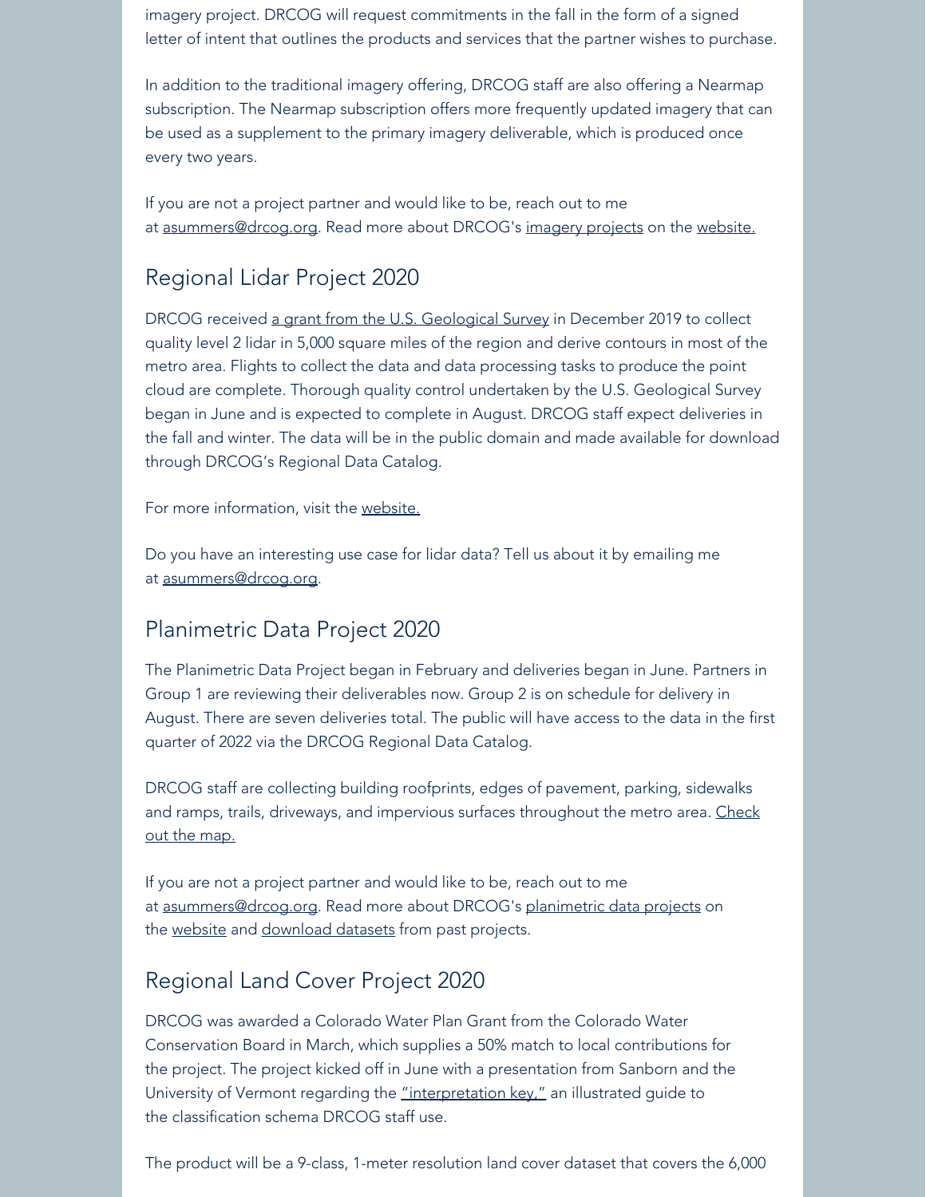imagery project. DRCOG will request commitments in the fall in the form of a signed letter of intent that outlines the products and services that the partner wishes to purchase.

In addition to the traditional imagery offering, DRCOG staff are also offering a Nearmap subscription. The Nearmap subscription offers more frequently updated imagery that can be used as a supplement to the primary imagery deliverable, which is produced once every two years.

If you are not a project partner and would like to be, reach out to me at asummers@drcog.org. Read more about DRCOG's imagery projects on the website.

## Regional Lidar Project 2020

DRCOG received a grant from the U.S. Geological Survey in December 2019 to collect quality level 2 lidar in 5,000 square miles of the region and derive contours in most of the metro area. Flights to collect the data and data processing tasks to produce the point cloud are complete. Thorough quality control undertaken by the U.S. Geological Survey began in June and is expected to complete in August. DRCOG staff expect deliveries in the fall and winter. The data will be in the public domain and made available for download through DRCOG's Regional Data Catalog.

For more information, visit the website.

Do you have an interesting use case for lidar data? Tell us about it by emailing me at asummers@drcog.org.

## Planimetric Data Project 2020

The Planimetric Data Project began in February and deliveries began in June. Partners in Group 1 are reviewing their deliverables now. Group 2 is on schedule for delivery in August. There are seven deliveries total. The public will have access to the data in the first quarter of 2022 via the DRCOG Regional Data Catalog.

DRCOG staff are collecting building roofprints, edges of pavement, parking, sidewalks and ramps, trails, driveways, and impervious surfaces throughout the metro area. Check out the map.

If you are not a project partner and would like to be, reach out to me at asummers@drcog.org. Read more about DRCOG's planimetric data projects on the website and download datasets from past projects.

## Regional Land Cover Project 2020

DRCOG was awarded a Colorado Water Plan Grant from the Colorado Water Conservation Board in March, which supplies a 50% match to local contributions for the project. The project kicked off in June with a presentation from Sanborn and the University of Vermont regarding the "interpretation key," an illustrated guide to the classification schema DRCOG staff use.

The product will be a 9-class, 1-meter resolution land cover dataset that covers the 6,000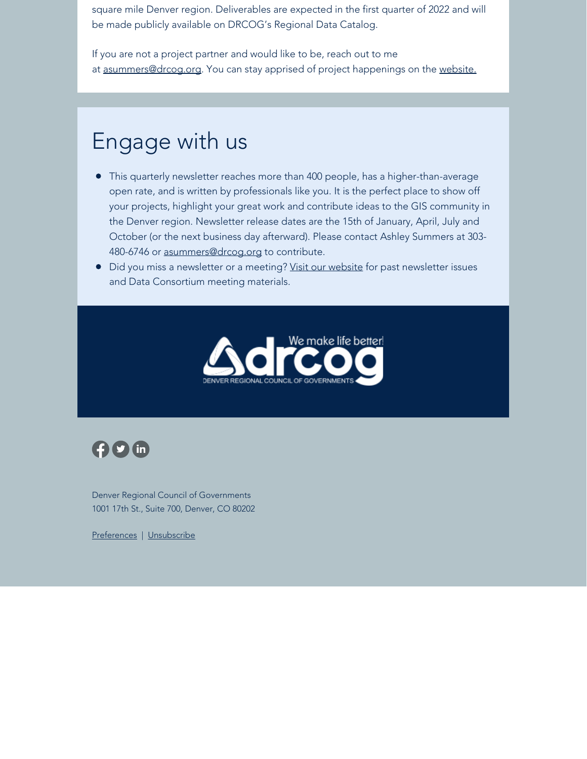square mile Denver region. Deliverables are expected in the first quarter of 2022 and will be made publicly available on DRCOG's Regional Data Catalog.

If you are not a project partner and would like to be, reach out to me at asummers@drcog.org. You can stay apprised of project happenings on the website.

# Engage with us

- This quarterly newsletter reaches more than 400 people, has a higher-than-average open rate, and is written by professionals like you. It is the perfect place to show off your projects, highlight your great work and contribute ideas to the GIS community in the Denver region. Newsletter release dates are the 15th of January, April, July and October (or the next business day afterward). Please contact Ashley Summers at 303-480-6746 or asummers@drcog.org to contribute.
- Did you miss a newsletter or a meeting? Visit our website for past newsletter issues and Data Consortium meeting materials.

Denver Regional Council of Governments
1001 17th St., Suite 700, Denver, CO 80202

Preferences | Unsubscribe